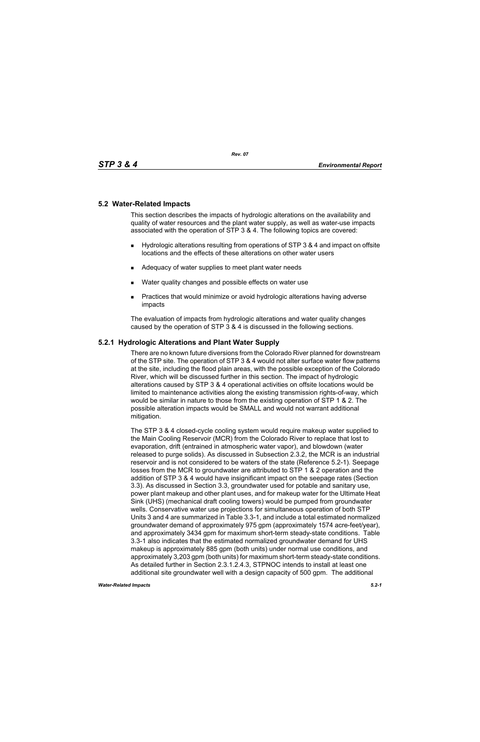## 5.2 Water-Related Impacts

This section describes the impacts of hydrologic alterations on the availability and quality of water resources and the plant water supply, as well as water-use impacts associated with the operation of STP 3 & 4. The following topics are covered:

- Hydrologic alterations resulting from operations of STP 3 & 4 and impact on offsite locations and the effects of these alterations on other water users
- Adequacy of water supplies to meet plant water needs
- Water quality changes and possible effects on water use
- Practices that would minimize or avoid hydrologic alterations having adverse impacts

The evaluation of impacts from hydrologic alterations and water quality changes caused by the operation of STP 3 & 4 is discussed in the following sections.

### 5.2.1 Hydrologic Alterations and Plant Water Supply

There are no known future diversions from the Colorado River planned for downstream of the STP site. The operation of STP 3 & 4 would not alter surface water flow patterns at the site, including the flood plain areas, with the possible exception of the Colorado River, which will be discussed further in this section. The impact of hydrologic alterations caused by STP 3 & 4 operational activities on offsite locations would be limited to maintenance activities along the existing transmission rights-of-way, which would be similar in nature to those from the existing operation of STP 1 & 2. The possible alteration impacts would be SMALL and would not warrant additional mitigation.

The STP 3 & 4 closed-cycle cooling system would require makeup water supplied to the Main Cooling Reservoir (MCR) from the Colorado River to replace that lost to evaporation, drift (entrained in atmospheric water vapor), and blowdown (water released to purge solids). As discussed in Subsection 2.3.2, the MCR is an industrial reservoir and is not considered to be waters of the state (Reference 5.2-1). Seepage losses from the MCR to groundwater are attributed to STP 1 & 2 operation and the addition of STP 3 & 4 would have insignificant impact on the seepage rates (Section 3.3). As discussed in Section 3.3, groundwater used for potable and sanitary use, power plant makeup and other plant uses, and for makeup water for the Ultimate Heat Sink (UHS) (mechanical draft cooling towers) would be pumped from groundwater wells. Conservative water use projections for simultaneous operation of both STP Units 3 and 4 are summarized in Table 3.3-1, and include a total estimated normalized groundwater demand of approximately 975 gpm (approximately 1574 acre-feet/year), and approximately 3434 gpm for maximum short-term steady-state conditions. Table 3.3-1 also indicates that the estimated normalized groundwater demand for UHS makeup is approximately 885 gpm (both units) under normal use conditions, and approximately 3,203 gpm (both units) for maximum short-term steady-state conditions. As detailed further in Section 2.3.1.2.4.3, STPNOC intends to install at least one additional site groundwater well with a design capacity of 500 gpm. The additional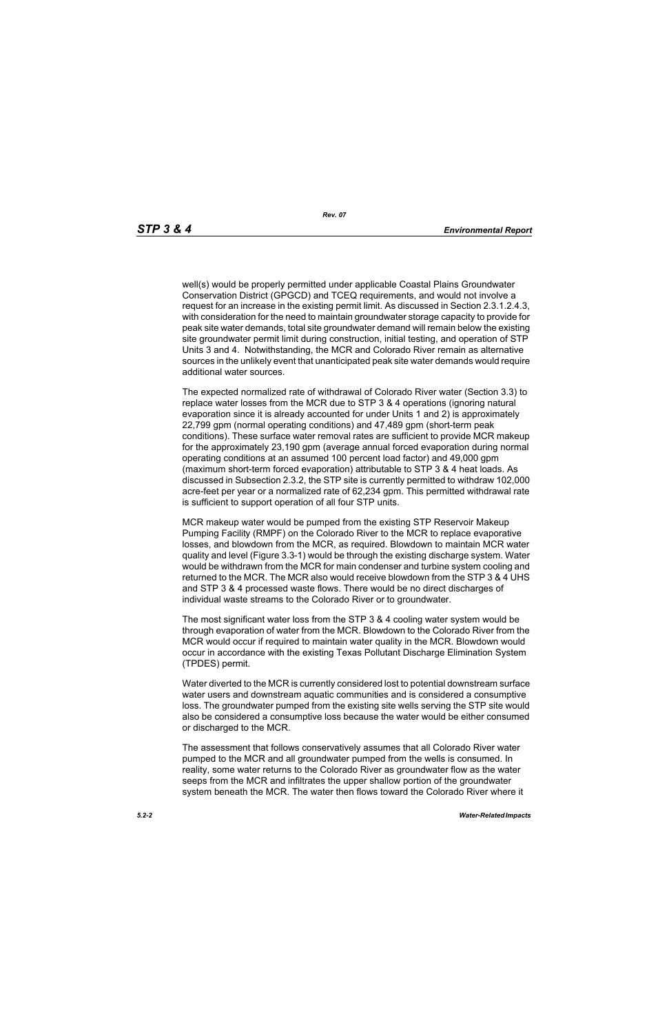well(s) would be properly permitted under applicable Coastal Plains Groundwater Conservation District (GPGCD) and TCEQ requirements, and would not involve a request for an increase in the existing permit limit. As discussed in Section 2.3.1.2.4.3, with consideration for the need to maintain groundwater storage capacity to provide for peak site water demands, total site groundwater demand will remain below the existing site groundwater permit limit during construction, initial testing, and operation of STP Units 3 and 4. Notwithstanding, the MCR and Colorado River remain as alternative sources in the unlikely event that unanticipated peak site water demands would require additional water sources.

The expected normalized rate of withdrawal of Colorado River water (Section 3.3) to replace water losses from the MCR due to STP 3 & 4 operations (ignoring natural evaporation since it is already accounted for under Units 1 and 2) is approximately 22,799 gpm (normal operating conditions) and 47,489 gpm (short-term peak conditions). These surface water removal rates are sufficient to provide MCR makeup for the approximately 23,190 gpm (average annual forced evaporation during normal operating conditions at an assumed 100 percent load factor) and 49,000 gpm (maximum short-term forced evaporation) attributable to STP 3 & 4 heat loads. As discussed in Subsection 2.3.2, the STP site is currently permitted to withdraw 102,000 acre-feet per year or a normalized rate of 62,234 gpm. This permitted withdrawal rate is sufficient to support operation of all four STP units.

MCR makeup water would be pumped from the existing STP Reservoir Makeup Pumping Facility (RMPF) on the Colorado River to the MCR to replace evaporative losses, and blowdown from the MCR, as required. Blowdown to maintain MCR water quality and level (Figure 3.3-1) would be through the existing discharge system. Water would be withdrawn from the MCR for main condenser and turbine system cooling and returned to the MCR. The MCR also would receive blowdown from the STP 3 & 4 UHS and STP 3 & 4 processed waste flows. There would be no direct discharges of individual waste streams to the Colorado River or to groundwater.

The most significant water loss from the STP 3 & 4 cooling water system would be through evaporation of water from the MCR. Blowdown to the Colorado River from the MCR would occur if required to maintain water quality in the MCR. Blowdown would occur in accordance with the existing Texas Pollutant Discharge Elimination System (TPDES) permit.

Water diverted to the MCR is currently considered lost to potential downstream surface water users and downstream aquatic communities and is considered a consumptive loss. The groundwater pumped from the existing site wells serving the STP site would also be considered a consumptive loss because the water would be either consumed or discharged to the MCR.

The assessment that follows conservatively assumes that all Colorado River water pumped to the MCR and all groundwater pumped from the wells is consumed. In reality, some water returns to the Colorado River as groundwater flow as the water seeps from the MCR and infiltrates the upper shallow portion of the groundwater system beneath the MCR. The water then flows toward the Colorado River where it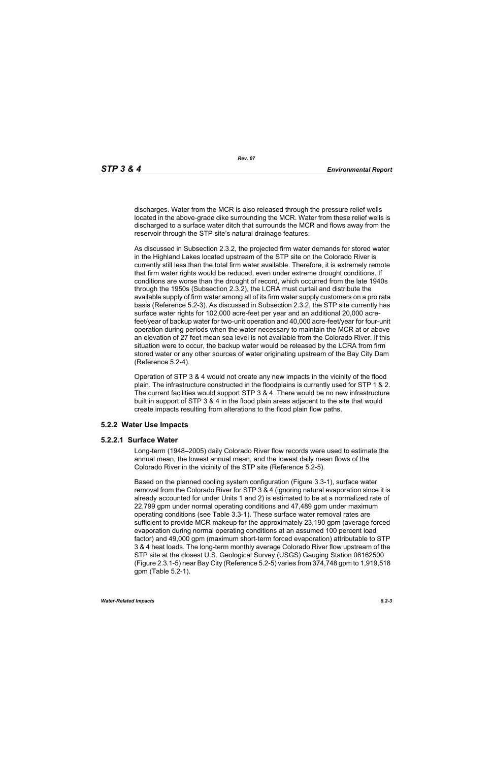discharges. Water from the MCR is also released through the pressure relief wells located in the above-grade dike surrounding the MCR. Water from these relief wells is discharged to a surface water ditch that surrounds the MCR and flows away from the reservoir through the STP site's natural drainage features.

As discussed in Subsection 2.3.2, the projected firm water demands for stored water in the Highland Lakes located upstream of the STP site on the Colorado River is currently still less than the total firm water available. Therefore, it is extremely remote that firm water rights would be reduced, even under extreme drought conditions. If conditions are worse than the drought of record, which occurred from the late 1940s through the 1950s (Subsection 2.3.2), the LCRA must curtail and distribute the available supply of firm water among all of its firm water supply customers on a pro rata basis (Reference 5.2-3). As discussed in Subsection 2.3.2, the STP site currently has surface water rights for 102,000 acre-feet per year and an additional 20,000 acre-feet/year of backup water for two-unit operation and 40,000 acre-feet/year for four-unit operation during periods when the water necessary to maintain the MCR at or above an elevation of 27 feet mean sea level is not available from the Colorado River. If this situation were to occur, the backup water would be released by the LCRA from firm stored water or any other sources of water originating upstream of the Bay City Dam (Reference 5.2-4).

Operation of STP 3 & 4 would not create any new impacts in the vicinity of the flood plain. The infrastructure constructed in the floodplains is currently used for STP 1 & 2. The current facilities would support STP 3 & 4. There would be no new infrastructure built in support of STP 3 & 4 in the flood plain areas adjacent to the site that would create impacts resulting from alterations to the flood plain flow paths.

## 5.2.2 Water Use Impacts

### 5.2.2.1 Surface Water

Long-term (1948–2005) daily Colorado River flow records were used to estimate the annual mean, the lowest annual mean, and the lowest daily mean flows of the Colorado River in the vicinity of the STP site (Reference 5.2-5).

Based on the planned cooling system configuration (Figure 3.3-1), surface water removal from the Colorado River for STP 3 & 4 (ignoring natural evaporation since it is already accounted for under Units 1 and 2) is estimated to be at a normalized rate of 22,799 gpm under normal operating conditions and 47,489 gpm under maximum operating conditions (see Table 3.3-1). These surface water removal rates are sufficient to provide MCR makeup for the approximately 23,190 gpm (average forced evaporation during normal operating conditions at an assumed 100 percent load factor) and 49,000 gpm (maximum short-term forced evaporation) attributable to STP 3 & 4 heat loads. The long-term monthly average Colorado River flow upstream of the STP site at the closest U.S. Geological Survey (USGS) Gauging Station 08162500 (Figure 2.3.1-5) near Bay City (Reference 5.2-5) varies from 374,748 gpm to 1,919,518 gpm (Table 5.2-1).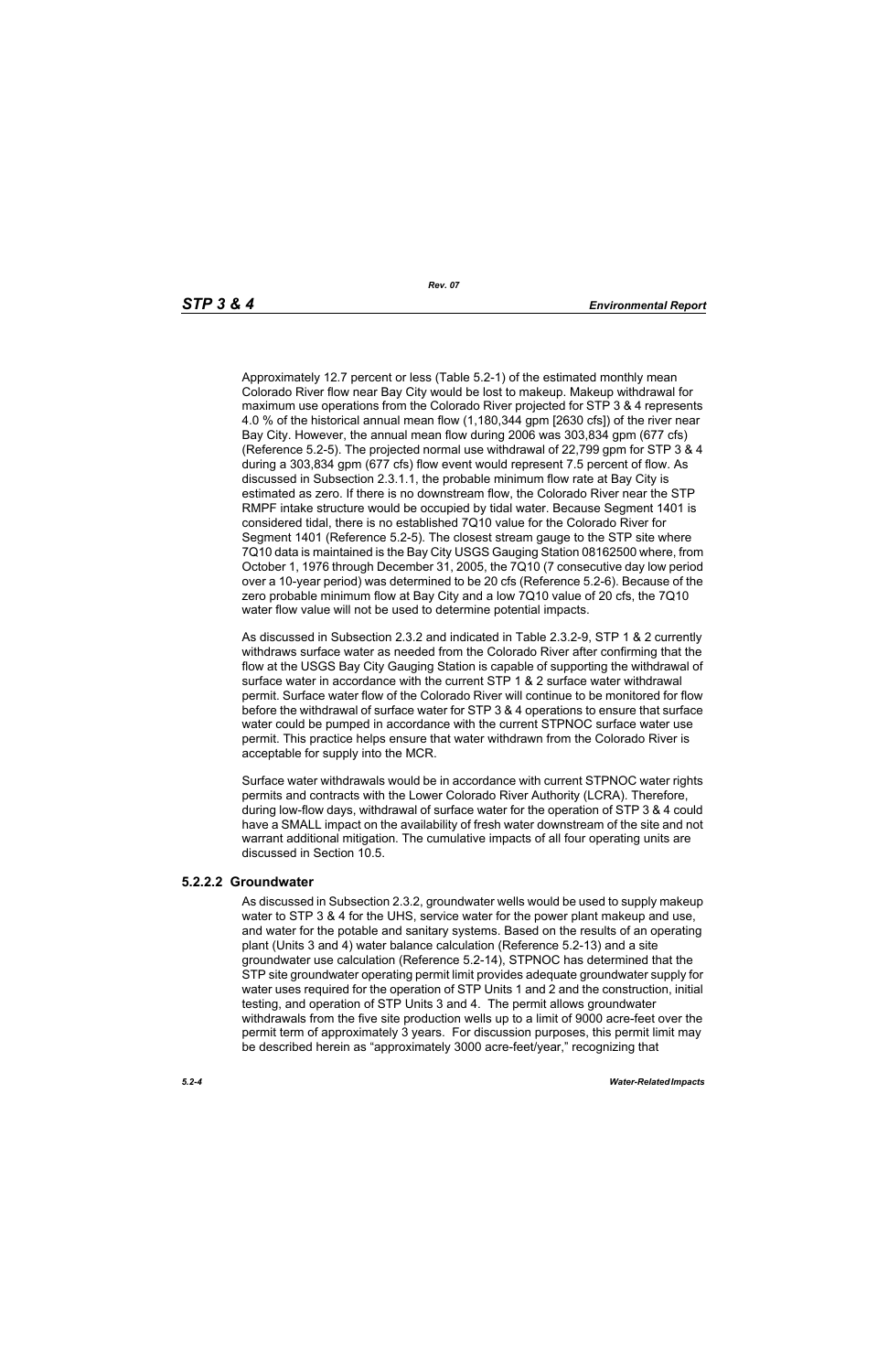Approximately 12.7 percent or less (Table 5.2-1) of the estimated monthly mean Colorado River flow near Bay City would be lost to makeup. Makeup withdrawal for maximum use operations from the Colorado River projected for STP 3 & 4 represents 4.0 % of the historical annual mean flow (1,180,344 gpm [2630 cfs]) of the river near Bay City. However, the annual mean flow during 2006 was 303,834 gpm (677 cfs) (Reference 5.2-5). The projected normal use withdrawal of 22,799 gpm for STP 3 & 4 during a 303,834 gpm (677 cfs) flow event would represent 7.5 percent of flow. As discussed in Subsection 2.3.1.1, the probable minimum flow rate at Bay City is estimated as zero. If there is no downstream flow, the Colorado River near the STP RMPF intake structure would be occupied by tidal water. Because Segment 1401 is considered tidal, there is no established 7Q10 value for the Colorado River for Segment 1401 (Reference 5.2-5). The closest stream gauge to the STP site where 7Q10 data is maintained is the Bay City USGS Gauging Station 08162500 where, from October 1, 1976 through December 31, 2005, the 7Q10 (7 consecutive day low period over a 10-year period) was determined to be 20 cfs (Reference 5.2-6). Because of the zero probable minimum flow at Bay City and a low 7Q10 value of 20 cfs, the 7Q10 water flow value will not be used to determine potential impacts.

As discussed in Subsection 2.3.2 and indicated in Table 2.3.2-9, STP 1 & 2 currently withdraws surface water as needed from the Colorado River after confirming that the flow at the USGS Bay City Gauging Station is capable of supporting the withdrawal of surface water in accordance with the current STP 1 & 2 surface water withdrawal permit. Surface water flow of the Colorado River will continue to be monitored for flow before the withdrawal of surface water for STP 3 & 4 operations to ensure that surface water could be pumped in accordance with the current STPNOC surface water use permit. This practice helps ensure that water withdrawn from the Colorado River is acceptable for supply into the MCR.

Surface water withdrawals would be in accordance with current STPNOC water rights permits and contracts with the Lower Colorado River Authority (LCRA). Therefore, during low-flow days, withdrawal of surface water for the operation of STP 3 & 4 could have a SMALL impact on the availability of fresh water downstream of the site and not warrant additional mitigation. The cumulative impacts of all four operating units are discussed in Section 10.5.

### 5.2.2.2 Groundwater

As discussed in Subsection 2.3.2, groundwater wells would be used to supply makeup water to STP 3 & 4 for the UHS, service water for the power plant makeup and use, and water for the potable and sanitary systems. Based on the results of an operating plant (Units 3 and 4) water balance calculation (Reference 5.2-13) and a site groundwater use calculation (Reference 5.2-14), STPNOC has determined that the STP site groundwater operating permit limit provides adequate groundwater supply for water uses required for the operation of STP Units 1 and 2 and the construction, initial testing, and operation of STP Units 3 and 4. The permit allows groundwater withdrawals from the five site production wells up to a limit of 9000 acre-feet over the permit term of approximately 3 years. For discussion purposes, this permit limit may be described herein as "approximately 3000 acre-feet/year," recognizing that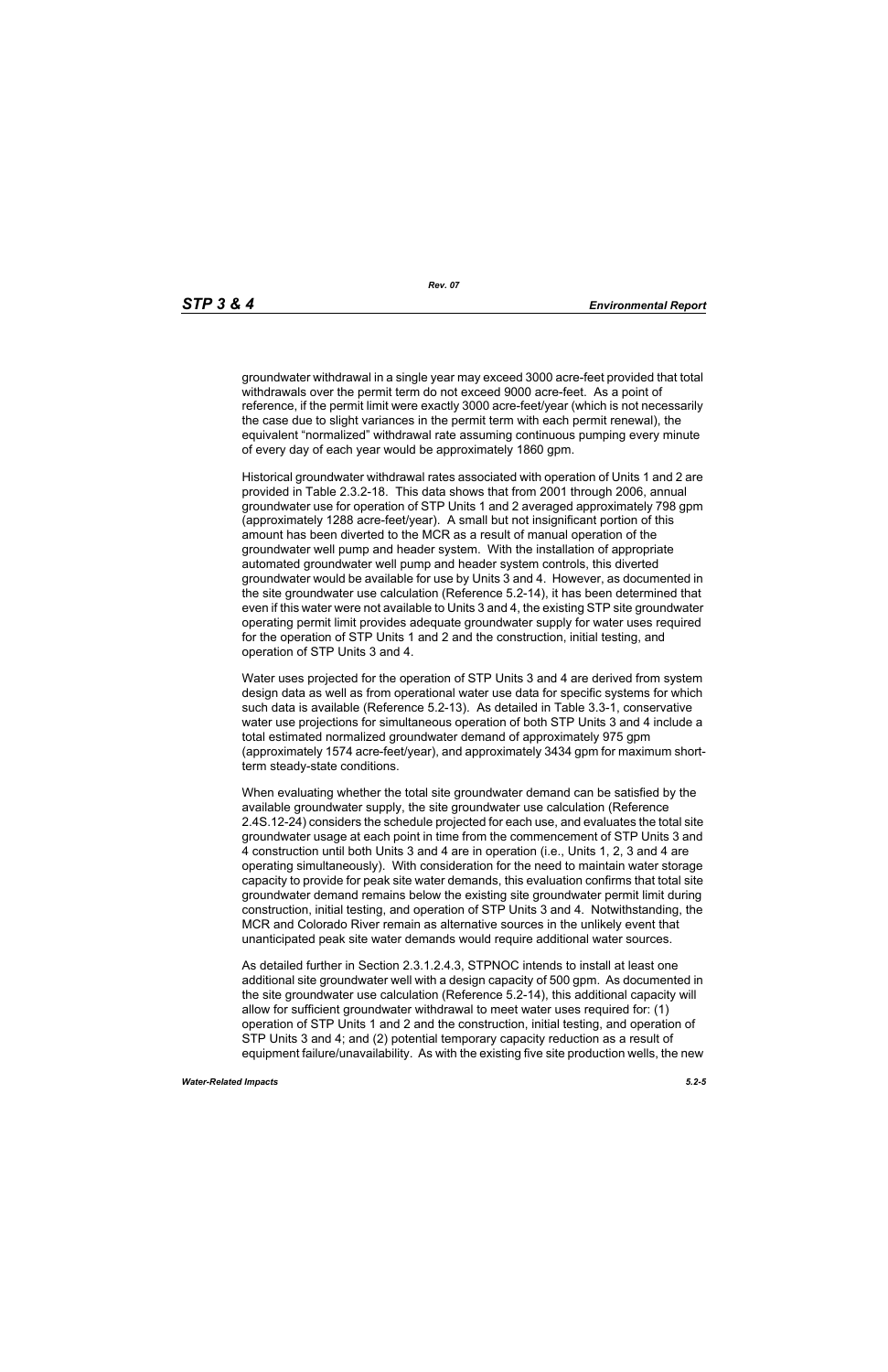groundwater withdrawal in a single year may exceed 3000 acre-feet provided that total withdrawals over the permit term do not exceed 9000 acre-feet. As a point of reference, if the permit limit were exactly 3000 acre-feet/year (which is not necessarily the case due to slight variances in the permit term with each permit renewal), the equivalent "normalized" withdrawal rate assuming continuous pumping every minute of every day of each year would be approximately 1860 gpm.

Historical groundwater withdrawal rates associated with operation of Units 1 and 2 are provided in Table 2.3.2-18. This data shows that from 2001 through 2006, annual groundwater use for operation of STP Units 1 and 2 averaged approximately 798 gpm (approximately 1288 acre-feet/year). A small but not insignificant portion of this amount has been diverted to the MCR as a result of manual operation of the groundwater well pump and header system. With the installation of appropriate automated groundwater well pump and header system controls, this diverted groundwater would be available for use by Units 3 and 4. However, as documented in the site groundwater use calculation (Reference 5.2-14), it has been determined that even if this water were not available to Units 3 and 4, the existing STP site groundwater operating permit limit provides adequate groundwater supply for water uses required for the operation of STP Units 1 and 2 and the construction, initial testing, and operation of STP Units 3 and 4.

Water uses projected for the operation of STP Units 3 and 4 are derived from system design data as well as from operational water use data for specific systems for which such data is available (Reference 5.2-13). As detailed in Table 3.3-1, conservative water use projections for simultaneous operation of both STP Units 3 and 4 include a total estimated normalized groundwater demand of approximately 975 gpm (approximately 1574 acre-feet/year), and approximately 3434 gpm for maximum short-term steady-state conditions.

When evaluating whether the total site groundwater demand can be satisfied by the available groundwater supply, the site groundwater use calculation (Reference 2.4S.12-24) considers the schedule projected for each use, and evaluates the total site groundwater usage at each point in time from the commencement of STP Units 3 and 4 construction until both Units 3 and 4 are in operation (i.e., Units 1, 2, 3 and 4 are operating simultaneously). With consideration for the need to maintain water storage capacity to provide for peak site water demands, this evaluation confirms that total site groundwater demand remains below the existing site groundwater permit limit during construction, initial testing, and operation of STP Units 3 and 4. Notwithstanding, the MCR and Colorado River remain as alternative sources in the unlikely event that unanticipated peak site water demands would require additional water sources.

As detailed further in Section 2.3.1.2.4.3, STPNOC intends to install at least one additional site groundwater well with a design capacity of 500 gpm. As documented in the site groundwater use calculation (Reference 5.2-14), this additional capacity will allow for sufficient groundwater withdrawal to meet water uses required for: (1) operation of STP Units 1 and 2 and the construction, initial testing, and operation of STP Units 3 and 4; and (2) potential temporary capacity reduction as a result of equipment failure/unavailability. As with the existing five site production wells, the new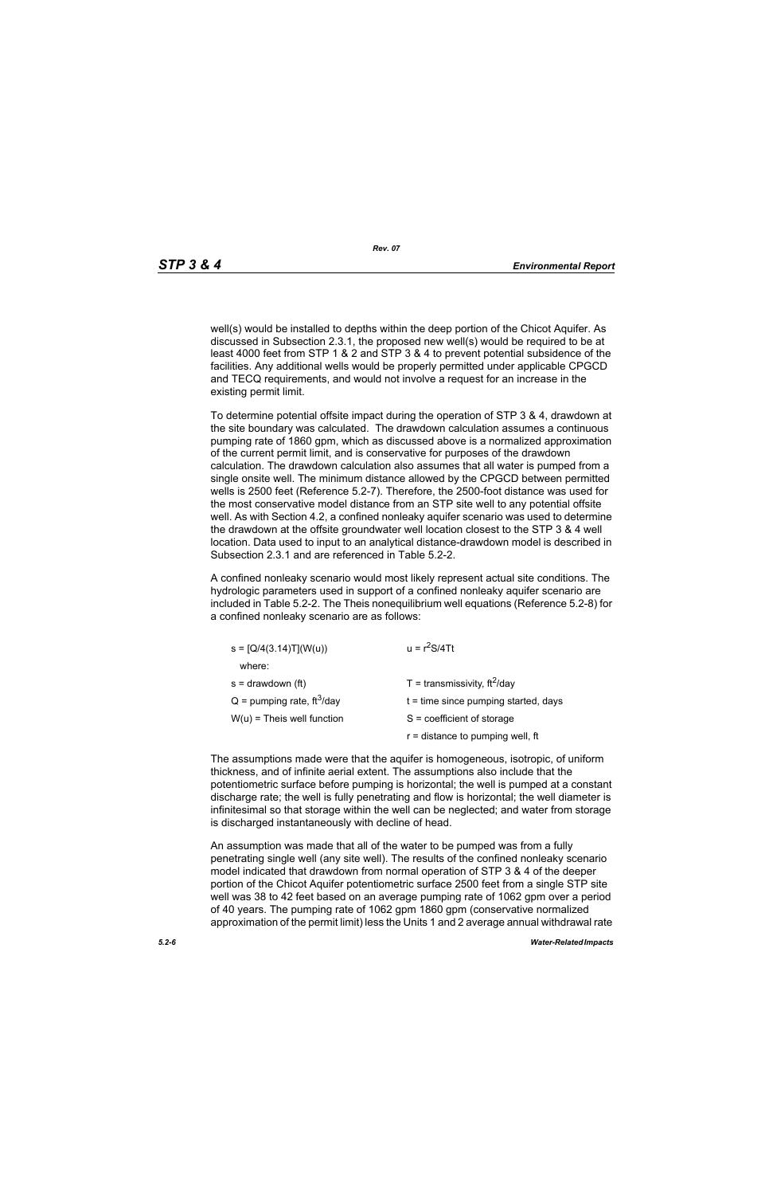well(s) would be installed to depths within the deep portion of the Chicot Aquifer. As discussed in Subsection 2.3.1, the proposed new well(s) would be required to be at least 4000 feet from STP 1 & 2 and STP 3 & 4 to prevent potential subsidence of the facilities. Any additional wells would be properly permitted under applicable CPGCD and TECQ requirements, and would not involve a request for an increase in the existing permit limit.

To determine potential offsite impact during the operation of STP 3 & 4, drawdown at the site boundary was calculated. The drawdown calculation assumes a continuous pumping rate of 1860 gpm, which as discussed above is a normalized approximation of the current permit limit, and is conservative for purposes of the drawdown calculation. The drawdown calculation also assumes that all water is pumped from a single onsite well. The minimum distance allowed by the CPGCD between permitted wells is 2500 feet (Reference 5.2-7). Therefore, the 2500-foot distance was used for the most conservative model distance from an STP site well to any potential offsite well. As with Section 4.2, a confined nonleaky aquifer scenario was used to determine the drawdown at the offsite groundwater well location closest to the STP 3 & 4 well location. Data used to input to an analytical distance-drawdown model is described in Subsection 2.3.1 and are referenced in Table 5.2-2.

A confined nonleaky scenario would most likely represent actual site conditions. The hydrologic parameters used in support of a confined nonleaky aquifer scenario are included in Table 5.2-2. The Theis nonequilibrium well equations (Reference 5.2-8) for a confined nonleaky scenario are as follows:

$s = [Q/4(3.14)T](W(u))$ $\qquad$ $u = r^2S/4Tt$

where:

| | |
|---|---|
| s = drawdown (ft) | T = transmissivity, $ft^2$/day |
| Q = pumping rate, $ft^3$/day | t = time since pumping started, days |
| W(u) = Theis well function | S = coefficient of storage |
| | r = distance to pumping well, ft |

The assumptions made were that the aquifer is homogeneous, isotropic, of uniform thickness, and of infinite aerial extent. The assumptions also include that the potentiometric surface before pumping is horizontal; the well is pumped at a constant discharge rate; the well is fully penetrating and flow is horizontal; the well diameter is infinitesimal so that storage within the well can be neglected; and water from storage is discharged instantaneously with decline of head.

An assumption was made that all of the water to be pumped was from a fully penetrating single well (any site well). The results of the confined nonleaky scenario model indicated that drawdown from normal operation of STP 3 & 4 of the deeper portion of the Chicot Aquifer potentiometric surface 2500 feet from a single STP site well was 38 to 42 feet based on an average pumping rate of 1062 gpm over a period of 40 years. The pumping rate of 1062 gpm 1860 gpm (conservative normalized approximation of the permit limit) less the Units 1 and 2 average annual withdrawal rate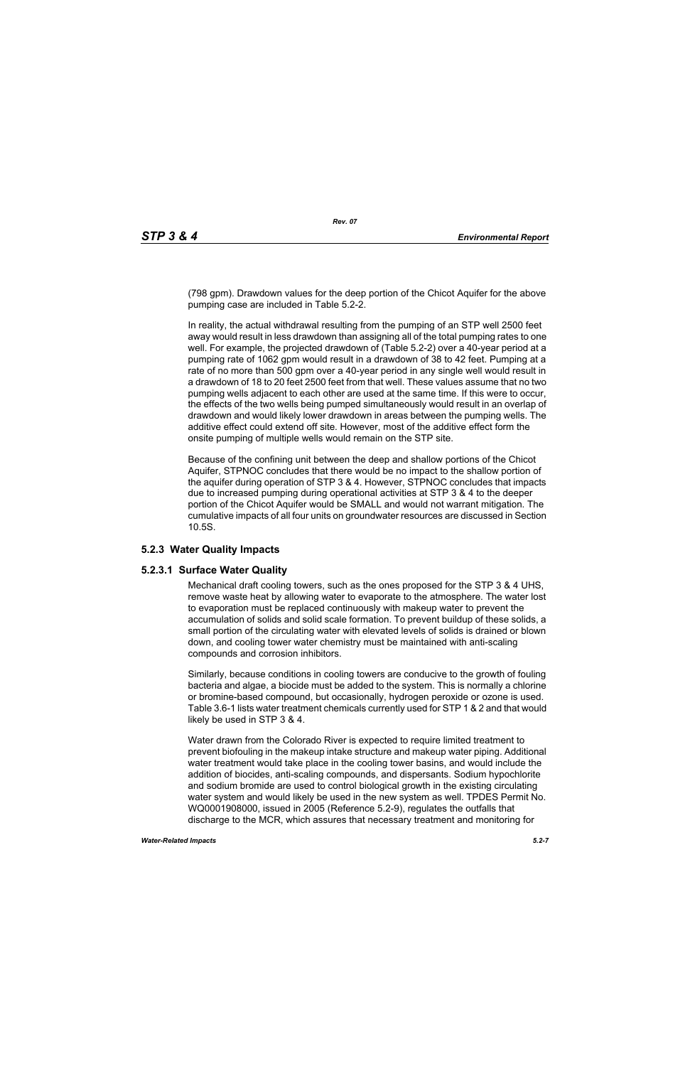(798 gpm). Drawdown values for the deep portion of the Chicot Aquifer for the above pumping case are included in Table 5.2-2.

In reality, the actual withdrawal resulting from the pumping of an STP well 2500 feet away would result in less drawdown than assigning all of the total pumping rates to one well. For example, the projected drawdown of (Table 5.2-2) over a 40-year period at a pumping rate of 1062 gpm would result in a drawdown of 38 to 42 feet. Pumping at a rate of no more than 500 gpm over a 40-year period in any single well would result in a drawdown of 18 to 20 feet 2500 feet from that well. These values assume that no two pumping wells adjacent to each other are used at the same time. If this were to occur, the effects of the two wells being pumped simultaneously would result in an overlap of drawdown and would likely lower drawdown in areas between the pumping wells. The additive effect could extend off site. However, most of the additive effect form the onsite pumping of multiple wells would remain on the STP site.

Because of the confining unit between the deep and shallow portions of the Chicot Aquifer, STPNOC concludes that there would be no impact to the shallow portion of the aquifer during operation of STP 3 & 4. However, STPNOC concludes that impacts due to increased pumping during operational activities at STP 3 & 4 to the deeper portion of the Chicot Aquifer would be SMALL and would not warrant mitigation. The cumulative impacts of all four units on groundwater resources are discussed in Section 10.5S.

### 5.2.3 Water Quality Impacts

#### 5.2.3.1 Surface Water Quality

Mechanical draft cooling towers, such as the ones proposed for the STP 3 & 4 UHS, remove waste heat by allowing water to evaporate to the atmosphere. The water lost to evaporation must be replaced continuously with makeup water to prevent the accumulation of solids and solid scale formation. To prevent buildup of these solids, a small portion of the circulating water with elevated levels of solids is drained or blown down, and cooling tower water chemistry must be maintained with anti-scaling compounds and corrosion inhibitors.

Similarly, because conditions in cooling towers are conducive to the growth of fouling bacteria and algae, a biocide must be added to the system. This is normally a chlorine or bromine-based compound, but occasionally, hydrogen peroxide or ozone is used. Table 3.6-1 lists water treatment chemicals currently used for STP 1 & 2 and that would likely be used in STP 3 & 4.

Water drawn from the Colorado River is expected to require limited treatment to prevent biofouling in the makeup intake structure and makeup water piping. Additional water treatment would take place in the cooling tower basins, and would include the addition of biocides, anti-scaling compounds, and dispersants. Sodium hypochlorite and sodium bromide are used to control biological growth in the existing circulating water system and would likely be used in the new system as well. TPDES Permit No. WQ0001908000, issued in 2005 (Reference 5.2-9), regulates the outfalls that discharge to the MCR, which assures that necessary treatment and monitoring for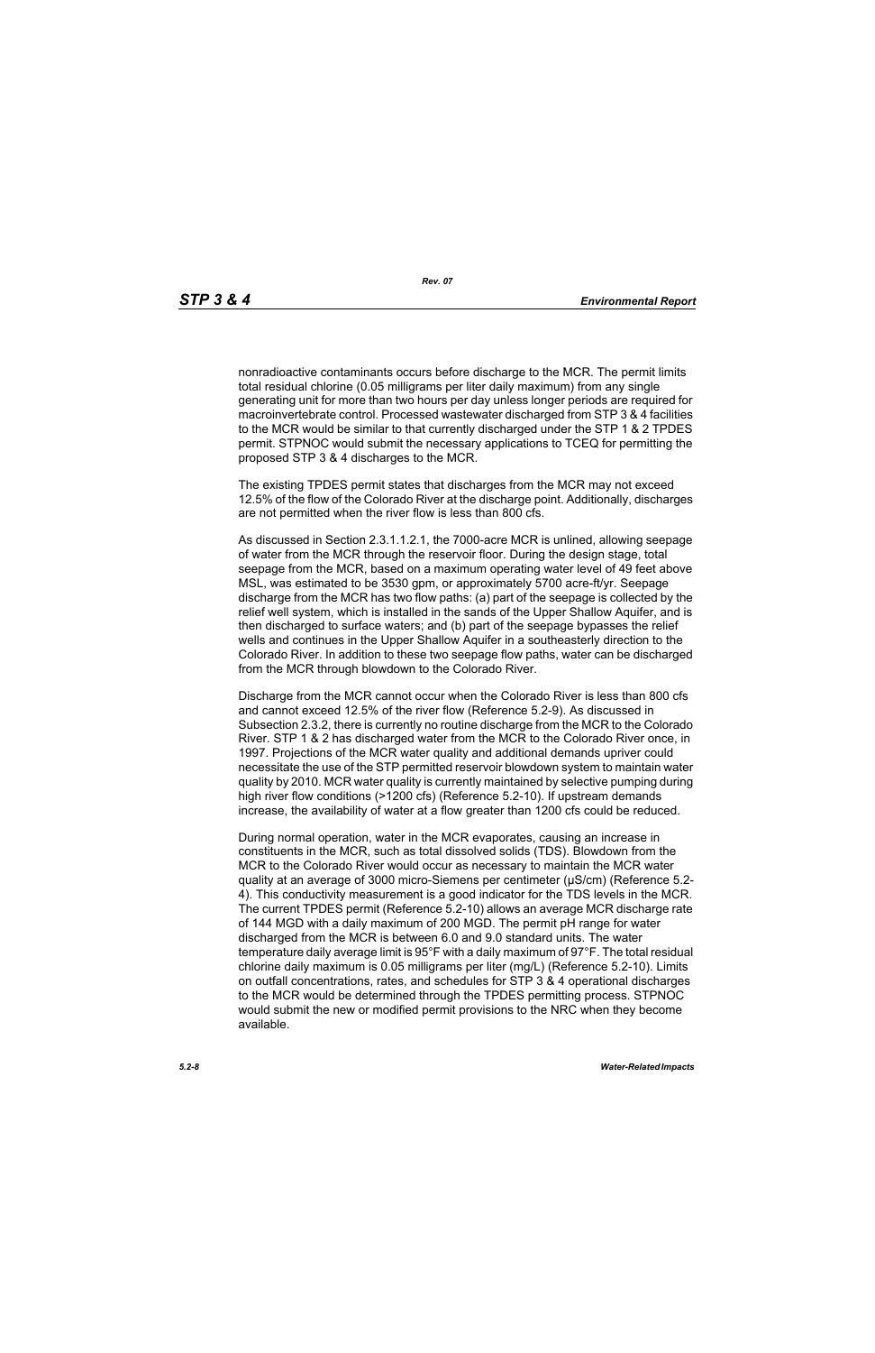nonradioactive contaminants occurs before discharge to the MCR. The permit limits total residual chlorine (0.05 milligrams per liter daily maximum) from any single generating unit for more than two hours per day unless longer periods are required for macroinvertebrate control. Processed wastewater discharged from STP 3 & 4 facilities to the MCR would be similar to that currently discharged under the STP 1 & 2 TPDES permit. STPNOC would submit the necessary applications to TCEQ for permitting the proposed STP 3 & 4 discharges to the MCR.

The existing TPDES permit states that discharges from the MCR may not exceed 12.5% of the flow of the Colorado River at the discharge point. Additionally, discharges are not permitted when the river flow is less than 800 cfs.

As discussed in Section 2.3.1.1.2.1, the 7000-acre MCR is unlined, allowing seepage of water from the MCR through the reservoir floor. During the design stage, total seepage from the MCR, based on a maximum operating water level of 49 feet above MSL, was estimated to be 3530 gpm, or approximately 5700 acre-ft/yr. Seepage discharge from the MCR has two flow paths: (a) part of the seepage is collected by the relief well system, which is installed in the sands of the Upper Shallow Aquifer, and is then discharged to surface waters; and (b) part of the seepage bypasses the relief wells and continues in the Upper Shallow Aquifer in a southeasterly direction to the Colorado River. In addition to these two seepage flow paths, water can be discharged from the MCR through blowdown to the Colorado River.

Discharge from the MCR cannot occur when the Colorado River is less than 800 cfs and cannot exceed 12.5% of the river flow (Reference 5.2-9). As discussed in Subsection 2.3.2, there is currently no routine discharge from the MCR to the Colorado River. STP 1 & 2 has discharged water from the MCR to the Colorado River once, in 1997. Projections of the MCR water quality and additional demands upriver could necessitate the use of the STP permitted reservoir blowdown system to maintain water quality by 2010. MCR water quality is currently maintained by selective pumping during high river flow conditions (>1200 cfs) (Reference 5.2-10). If upstream demands increase, the availability of water at a flow greater than 1200 cfs could be reduced.

During normal operation, water in the MCR evaporates, causing an increase in constituents in the MCR, such as total dissolved solids (TDS). Blowdown from the MCR to the Colorado River would occur as necessary to maintain the MCR water quality at an average of 3000 micro-Siemens per centimeter (µS/cm) (Reference 5.2-4). This conductivity measurement is a good indicator for the TDS levels in the MCR. The current TPDES permit (Reference 5.2-10) allows an average MCR discharge rate of 144 MGD with a daily maximum of 200 MGD. The permit pH range for water discharged from the MCR is between 6.0 and 9.0 standard units. The water temperature daily average limit is 95°F with a daily maximum of 97°F. The total residual chlorine daily maximum is 0.05 milligrams per liter (mg/L) (Reference 5.2-10). Limits on outfall concentrations, rates, and schedules for STP 3 & 4 operational discharges to the MCR would be determined through the TPDES permitting process. STPNOC would submit the new or modified permit provisions to the NRC when they become available.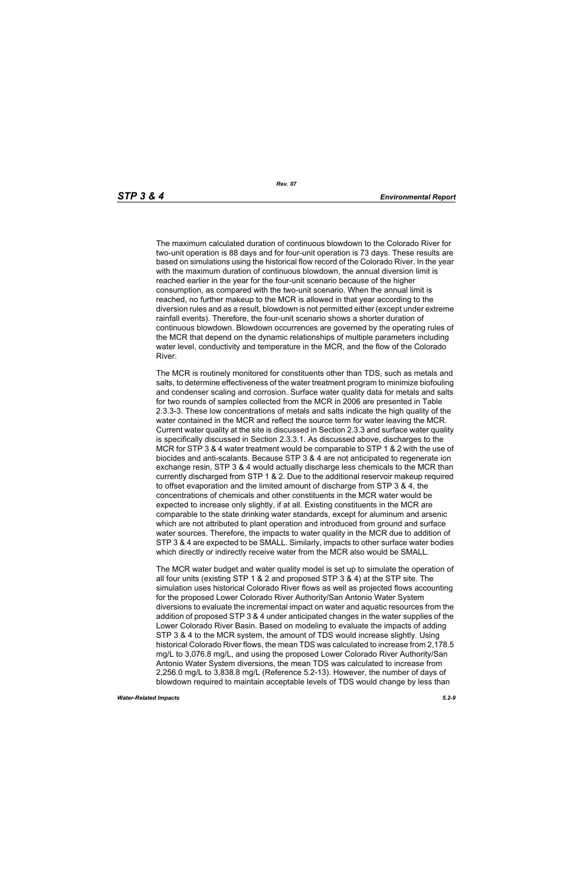The maximum calculated duration of continuous blowdown to the Colorado River for two-unit operation is 88 days and for four-unit operation is 73 days. These results are based on simulations using the historical flow record of the Colorado River. In the year with the maximum duration of continuous blowdown, the annual diversion limit is reached earlier in the year for the four-unit scenario because of the higher consumption, as compared with the two-unit scenario. When the annual limit is reached, no further makeup to the MCR is allowed in that year according to the diversion rules and as a result, blowdown is not permitted either (except under extreme rainfall events). Therefore, the four-unit scenario shows a shorter duration of continuous blowdown. Blowdown occurrences are governed by the operating rules of the MCR that depend on the dynamic relationships of multiple parameters including water level, conductivity and temperature in the MCR, and the flow of the Colorado River.

The MCR is routinely monitored for constituents other than TDS, such as metals and salts, to determine effectiveness of the water treatment program to minimize biofouling and condenser scaling and corrosion. Surface water quality data for metals and salts for two rounds of samples collected from the MCR in 2006 are presented in Table 2.3.3-3. These low concentrations of metals and salts indicate the high quality of the water contained in the MCR and reflect the source term for water leaving the MCR. Current water quality at the site is discussed in Section 2.3.3 and surface water quality is specifically discussed in Section 2.3.3.1. As discussed above, discharges to the MCR for STP 3 & 4 water treatment would be comparable to STP 1 & 2 with the use of biocides and anti-scalants. Because STP 3 & 4 are not anticipated to regenerate ion exchange resin, STP 3 & 4 would actually discharge less chemicals to the MCR than currently discharged from STP 1 & 2. Due to the additional reservoir makeup required to offset evaporation and the limited amount of discharge from STP 3 & 4, the concentrations of chemicals and other constituents in the MCR water would be expected to increase only slightly, if at all. Existing constituents in the MCR are comparable to the state drinking water standards, except for aluminum and arsenic which are not attributed to plant operation and introduced from ground and surface water sources. Therefore, the impacts to water quality in the MCR due to addition of STP 3 & 4 are expected to be SMALL. Similarly, impacts to other surface water bodies which directly or indirectly receive water from the MCR also would be SMALL.

The MCR water budget and water quality model is set up to simulate the operation of all four units (existing STP 1 & 2 and proposed STP 3 & 4) at the STP site. The simulation uses historical Colorado River flows as well as projected flows accounting for the proposed Lower Colorado River Authority/San Antonio Water System diversions to evaluate the incremental impact on water and aquatic resources from the addition of proposed STP 3 & 4 under anticipated changes in the water supplies of the Lower Colorado River Basin. Based on modeling to evaluate the impacts of adding STP 3 & 4 to the MCR system, the amount of TDS would increase slightly. Using historical Colorado River flows, the mean TDS was calculated to increase from 2,178.5 mg/L to 3,076.8 mg/L, and using the proposed Lower Colorado River Authority/San Antonio Water System diversions, the mean TDS was calculated to increase from 2,256.0 mg/L to 3,838.8 mg/L (Reference 5.2-13). However, the number of days of blowdown required to maintain acceptable levels of TDS would change by less than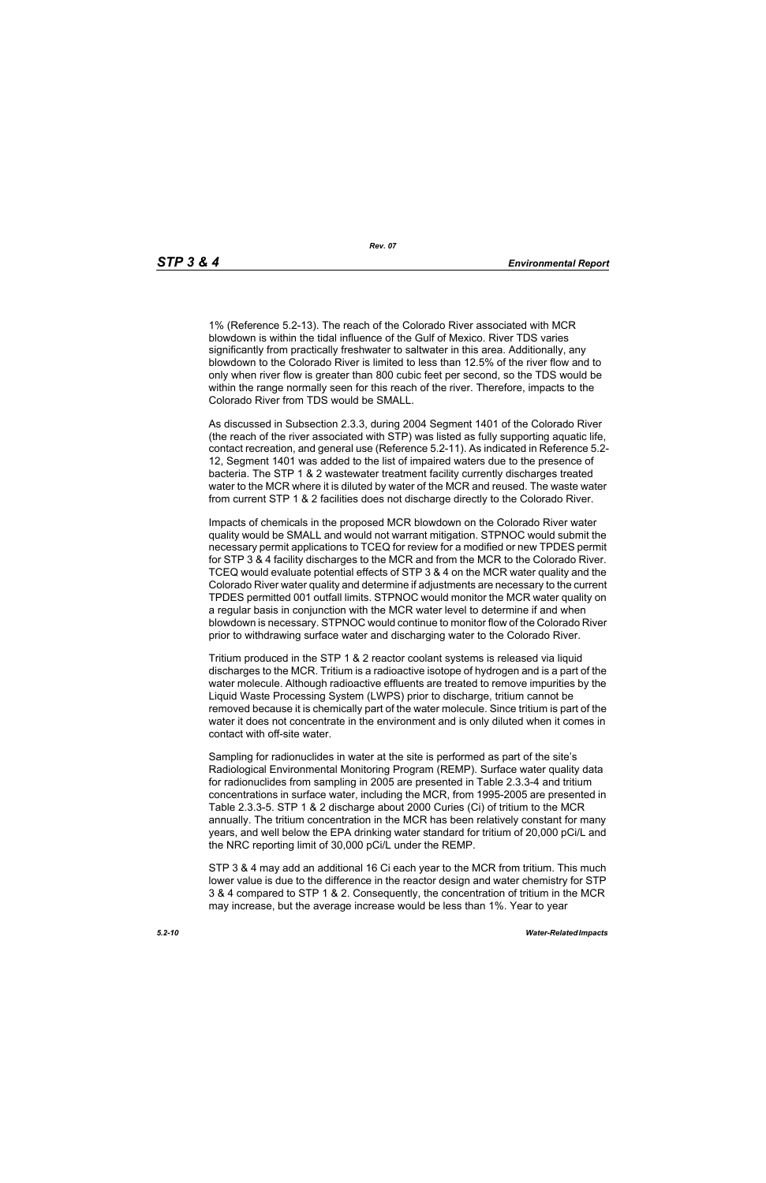1% (Reference 5.2-13). The reach of the Colorado River associated with MCR blowdown is within the tidal influence of the Gulf of Mexico. River TDS varies significantly from practically freshwater to saltwater in this area. Additionally, any blowdown to the Colorado River is limited to less than 12.5% of the river flow and to only when river flow is greater than 800 cubic feet per second, so the TDS would be within the range normally seen for this reach of the river. Therefore, impacts to the Colorado River from TDS would be SMALL.

As discussed in Subsection 2.3.3, during 2004 Segment 1401 of the Colorado River (the reach of the river associated with STP) was listed as fully supporting aquatic life, contact recreation, and general use (Reference 5.2-11). As indicated in Reference 5.2-12, Segment 1401 was added to the list of impaired waters due to the presence of bacteria. The STP 1 & 2 wastewater treatment facility currently discharges treated water to the MCR where it is diluted by water of the MCR and reused. The waste water from current STP 1 & 2 facilities does not discharge directly to the Colorado River.

Impacts of chemicals in the proposed MCR blowdown on the Colorado River water quality would be SMALL and would not warrant mitigation. STPNOC would submit the necessary permit applications to TCEQ for review for a modified or new TPDES permit for STP 3 & 4 facility discharges to the MCR and from the MCR to the Colorado River. TCEQ would evaluate potential effects of STP 3 & 4 on the MCR water quality and the Colorado River water quality and determine if adjustments are necessary to the current TPDES permitted 001 outfall limits. STPNOC would monitor the MCR water quality on a regular basis in conjunction with the MCR water level to determine if and when blowdown is necessary. STPNOC would continue to monitor flow of the Colorado River prior to withdrawing surface water and discharging water to the Colorado River.

Tritium produced in the STP 1 & 2 reactor coolant systems is released via liquid discharges to the MCR. Tritium is a radioactive isotope of hydrogen and is a part of the water molecule. Although radioactive effluents are treated to remove impurities by the Liquid Waste Processing System (LWPS) prior to discharge, tritium cannot be removed because it is chemically part of the water molecule. Since tritium is part of the water it does not concentrate in the environment and is only diluted when it comes in contact with off-site water.

Sampling for radionuclides in water at the site is performed as part of the site's Radiological Environmental Monitoring Program (REMP). Surface water quality data for radionuclides from sampling in 2005 are presented in Table 2.3.3-4 and tritium concentrations in surface water, including the MCR, from 1995-2005 are presented in Table 2.3.3-5. STP 1 & 2 discharge about 2000 Curies (Ci) of tritium to the MCR annually. The tritium concentration in the MCR has been relatively constant for many years, and well below the EPA drinking water standard for tritium of 20,000 pCi/L and the NRC reporting limit of 30,000 pCi/L under the REMP.

STP 3 & 4 may add an additional 16 Ci each year to the MCR from tritium. This much lower value is due to the difference in the reactor design and water chemistry for STP 3 & 4 compared to STP 1 & 2. Consequently, the concentration of tritium in the MCR may increase, but the average increase would be less than 1%. Year to year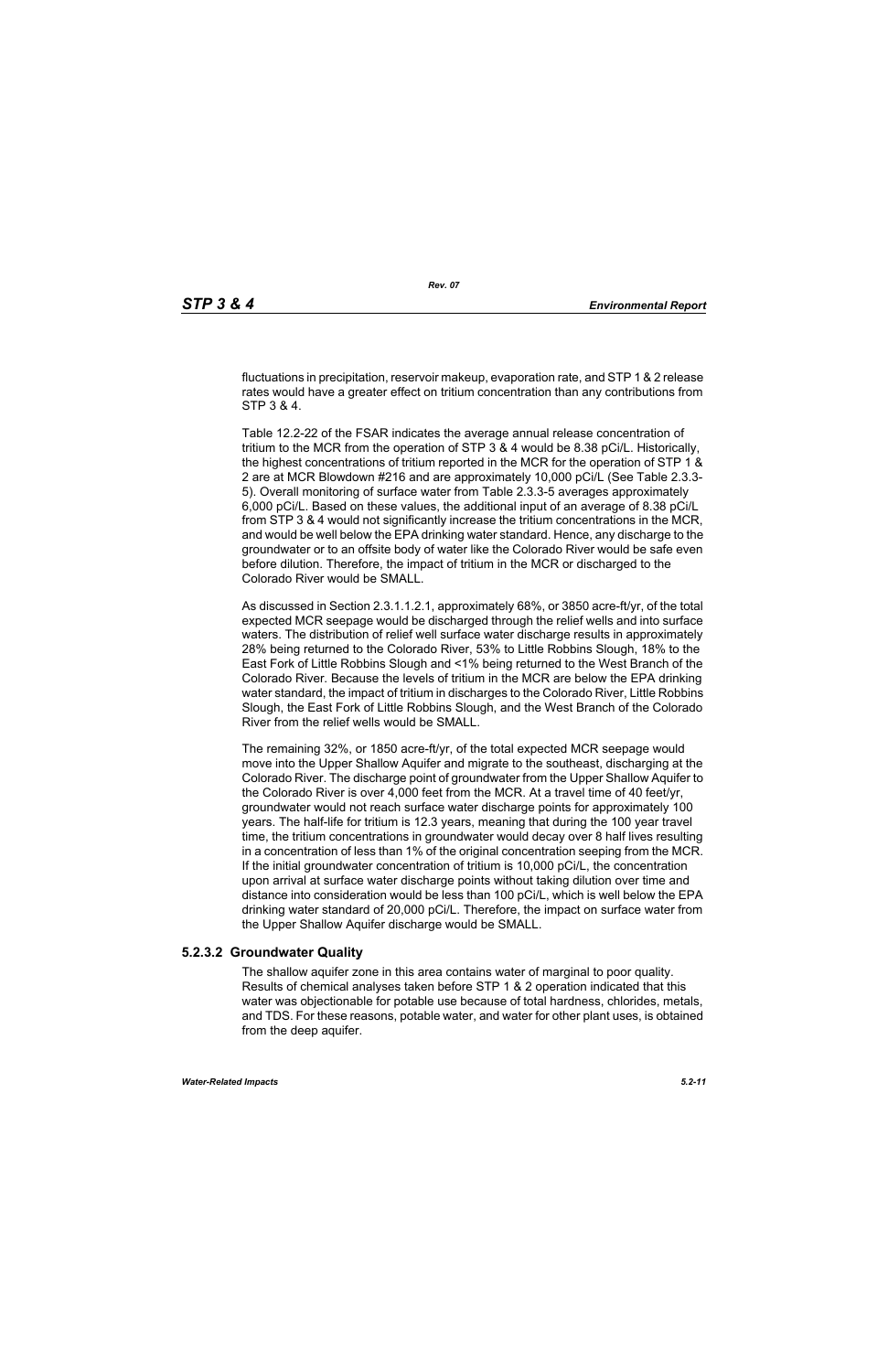fluctuations in precipitation, reservoir makeup, evaporation rate, and STP 1 & 2 release rates would have a greater effect on tritium concentration than any contributions from STP 3 & 4.

Table 12.2-22 of the FSAR indicates the average annual release concentration of tritium to the MCR from the operation of STP 3 & 4 would be 8.38 pCi/L. Historically, the highest concentrations of tritium reported in the MCR for the operation of STP 1 & 2 are at MCR Blowdown #216 and are approximately 10,000 pCi/L (See Table 2.3.3-5). Overall monitoring of surface water from Table 2.3.3-5 averages approximately 6,000 pCi/L. Based on these values, the additional input of an average of 8.38 pCi/L from STP 3 & 4 would not significantly increase the tritium concentrations in the MCR, and would be well below the EPA drinking water standard. Hence, any discharge to the groundwater or to an offsite body of water like the Colorado River would be safe even before dilution. Therefore, the impact of tritium in the MCR or discharged to the Colorado River would be SMALL.

As discussed in Section 2.3.1.1.2.1, approximately 68%, or 3850 acre-ft/yr, of the total expected MCR seepage would be discharged through the relief wells and into surface waters. The distribution of relief well surface water discharge results in approximately 28% being returned to the Colorado River, 53% to Little Robbins Slough, 18% to the East Fork of Little Robbins Slough and <1% being returned to the West Branch of the Colorado River. Because the levels of tritium in the MCR are below the EPA drinking water standard, the impact of tritium in discharges to the Colorado River, Little Robbins Slough, the East Fork of Little Robbins Slough, and the West Branch of the Colorado River from the relief wells would be SMALL.

The remaining 32%, or 1850 acre-ft/yr, of the total expected MCR seepage would move into the Upper Shallow Aquifer and migrate to the southeast, discharging at the Colorado River. The discharge point of groundwater from the Upper Shallow Aquifer to the Colorado River is over 4,000 feet from the MCR. At a travel time of 40 feet/yr, groundwater would not reach surface water discharge points for approximately 100 years. The half-life for tritium is 12.3 years, meaning that during the 100 year travel time, the tritium concentrations in groundwater would decay over 8 half lives resulting in a concentration of less than 1% of the original concentration seeping from the MCR. If the initial groundwater concentration of tritium is 10,000 pCi/L, the concentration upon arrival at surface water discharge points without taking dilution over time and distance into consideration would be less than 100 pCi/L, which is well below the EPA drinking water standard of 20,000 pCi/L. Therefore, the impact on surface water from the Upper Shallow Aquifer discharge would be SMALL.

### 5.2.3.2 Groundwater Quality

The shallow aquifer zone in this area contains water of marginal to poor quality. Results of chemical analyses taken before STP 1 & 2 operation indicated that this water was objectionable for potable use because of total hardness, chlorides, metals, and TDS. For these reasons, potable water, and water for other plant uses, is obtained from the deep aquifer.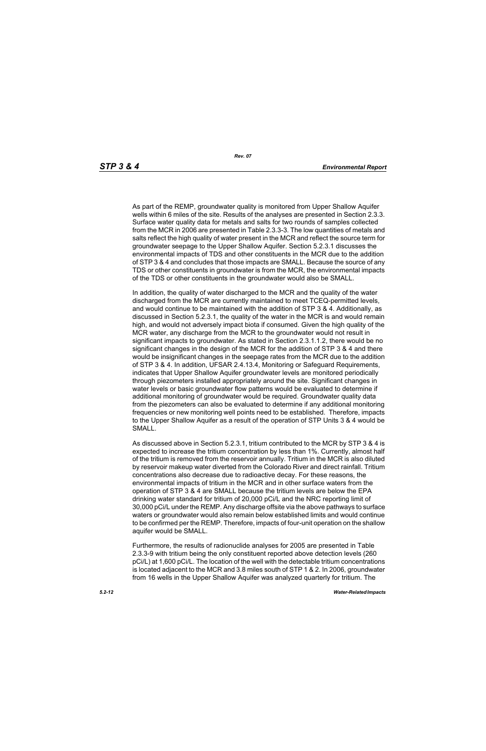As part of the REMP, groundwater quality is monitored from Upper Shallow Aquifer wells within 6 miles of the site. Results of the analyses are presented in Section 2.3.3. Surface water quality data for metals and salts for two rounds of samples collected from the MCR in 2006 are presented in Table 2.3.3-3. The low quantities of metals and salts reflect the high quality of water present in the MCR and reflect the source term for groundwater seepage to the Upper Shallow Aquifer. Section 5.2.3.1 discusses the environmental impacts of TDS and other constituents in the MCR due to the addition of STP 3 & 4 and concludes that those impacts are SMALL. Because the source of any TDS or other constituents in groundwater is from the MCR, the environmental impacts of the TDS or other constituents in the groundwater would also be SMALL.

In addition, the quality of water discharged to the MCR and the quality of the water discharged from the MCR are currently maintained to meet TCEQ-permitted levels, and would continue to be maintained with the addition of STP 3 & 4. Additionally, as discussed in Section 5.2.3.1, the quality of the water in the MCR is and would remain high, and would not adversely impact biota if consumed. Given the high quality of the MCR water, any discharge from the MCR to the groundwater would not result in significant impacts to groundwater. As stated in Section 2.3.1.1.2, there would be no significant changes in the design of the MCR for the addition of STP 3 & 4 and there would be insignificant changes in the seepage rates from the MCR due to the addition of STP 3 & 4. In addition, UFSAR 2.4.13.4, Monitoring or Safeguard Requirements, indicates that Upper Shallow Aquifer groundwater levels are monitored periodically through piezometers installed appropriately around the site. Significant changes in water levels or basic groundwater flow patterns would be evaluated to determine if additional monitoring of groundwater would be required. Groundwater quality data from the piezometers can also be evaluated to determine if any additional monitoring frequencies or new monitoring well points need to be established. Therefore, impacts to the Upper Shallow Aquifer as a result of the operation of STP Units 3 & 4 would be SMALL.

As discussed above in Section 5.2.3.1, tritium contributed to the MCR by STP 3 & 4 is expected to increase the tritium concentration by less than 1%. Currently, almost half of the tritium is removed from the reservoir annually. Tritium in the MCR is also diluted by reservoir makeup water diverted from the Colorado River and direct rainfall. Tritium concentrations also decrease due to radioactive decay. For these reasons, the environmental impacts of tritium in the MCR and in other surface waters from the operation of STP 3 & 4 are SMALL because the tritium levels are below the EPA drinking water standard for tritium of 20,000 pCi/L and the NRC reporting limit of 30,000 pCi/L under the REMP. Any discharge offsite via the above pathways to surface waters or groundwater would also remain below established limits and would continue to be confirmed per the REMP. Therefore, impacts of four-unit operation on the shallow aquifer would be SMALL.

Furthermore, the results of radionuclide analyses for 2005 are presented in Table 2.3.3-9 with tritium being the only constituent reported above detection levels (260 pCi/L) at 1,600 pCi/L. The location of the well with the detectable tritium concentrations is located adjacent to the MCR and 3.8 miles south of STP 1 & 2. In 2006, groundwater from 16 wells in the Upper Shallow Aquifer was analyzed quarterly for tritium. The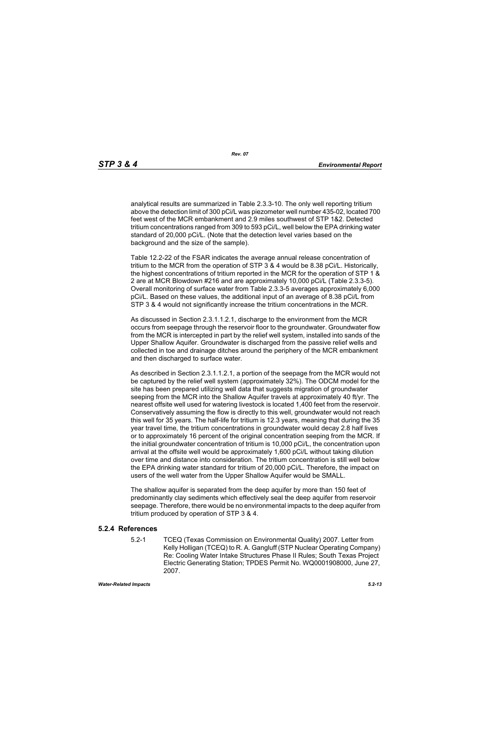analytical results are summarized in Table 2.3.3-10. The only well reporting tritium above the detection limit of 300 pCi/L was piezometer well number 435-02, located 700 feet west of the MCR embankment and 2.9 miles southwest of STP 1&2. Detected tritium concentrations ranged from 309 to 593 pCi/L, well below the EPA drinking water standard of 20,000 pCi/L. (Note that the detection level varies based on the background and the size of the sample).

Table 12.2-22 of the FSAR indicates the average annual release concentration of tritium to the MCR from the operation of STP 3 & 4 would be 8.38 pCi/L. Historically, the highest concentrations of tritium reported in the MCR for the operation of STP 1 & 2 are at MCR Blowdown #216 and are approximately 10,000 pCi/L (Table 2.3.3-5). Overall monitoring of surface water from Table 2.3.3-5 averages approximately 6,000 pCi/L. Based on these values, the additional input of an average of 8.38 pCi/L from STP 3 & 4 would not significantly increase the tritium concentrations in the MCR.

As discussed in Section 2.3.1.1.2.1, discharge to the environment from the MCR occurs from seepage through the reservoir floor to the groundwater. Groundwater flow from the MCR is intercepted in part by the relief well system, installed into sands of the Upper Shallow Aquifer. Groundwater is discharged from the passive relief wells and collected in toe and drainage ditches around the periphery of the MCR embankment and then discharged to surface water.

As described in Section 2.3.1.1.2.1, a portion of the seepage from the MCR would not be captured by the relief well system (approximately 32%). The ODCM model for the site has been prepared utilizing well data that suggests migration of groundwater seeping from the MCR into the Shallow Aquifer travels at approximately 40 ft/yr. The nearest offsite well used for watering livestock is located 1,400 feet from the reservoir. Conservatively assuming the flow is directly to this well, groundwater would not reach this well for 35 years. The half-life for tritium is 12.3 years, meaning that during the 35 year travel time, the tritium concentrations in groundwater would decay 2.8 half lives or to approximately 16 percent of the original concentration seeping from the MCR. If the initial groundwater concentration of tritium is 10,000 pCi/L, the concentration upon arrival at the offsite well would be approximately 1,600 pCi/L without taking dilution over time and distance into consideration. The tritium concentration is still well below the EPA drinking water standard for tritium of 20,000 pCi/L. Therefore, the impact on users of the well water from the Upper Shallow Aquifer would be SMALL.

The shallow aquifer is separated from the deep aquifer by more than 150 feet of predominantly clay sediments which effectively seal the deep aquifer from reservoir seepage. Therefore, there would be no environmental impacts to the deep aquifer from tritium produced by operation of STP 3 & 4.

## 5.2.4 References

5.2-1 TCEQ (Texas Commission on Environmental Quality) 2007. Letter from Kelly Holligan (TCEQ) to R. A. Gangluff (STP Nuclear Operating Company) Re: Cooling Water Intake Structures Phase II Rules; South Texas Project Electric Generating Station; TPDES Permit No. WQ0001908000, June 27, 2007.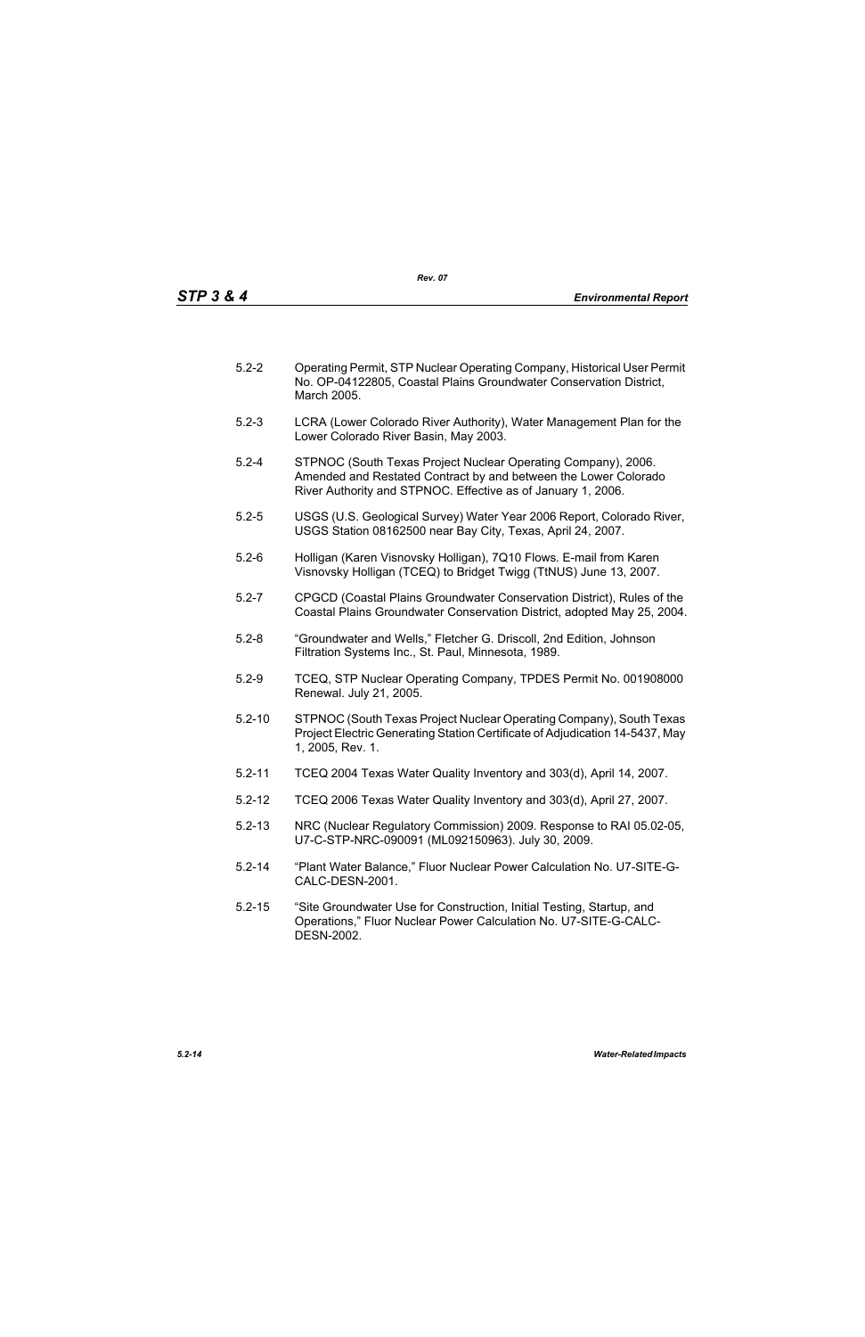5.2-2 Operating Permit, STP Nuclear Operating Company, Historical User Permit No. OP-04122805, Coastal Plains Groundwater Conservation District, March 2005.

5.2-3 LCRA (Lower Colorado River Authority), Water Management Plan for the Lower Colorado River Basin, May 2003.

5.2-4 STPNOC (South Texas Project Nuclear Operating Company), 2006. Amended and Restated Contract by and between the Lower Colorado River Authority and STPNOC. Effective as of January 1, 2006.

5.2-5 USGS (U.S. Geological Survey) Water Year 2006 Report, Colorado River, USGS Station 08162500 near Bay City, Texas, April 24, 2007.

5.2-6 Holligan (Karen Visnovsky Holligan), 7Q10 Flows. E-mail from Karen Visnovsky Holligan (TCEQ) to Bridget Twigg (TtNUS) June 13, 2007.

5.2-7 CPGCD (Coastal Plains Groundwater Conservation District), Rules of the Coastal Plains Groundwater Conservation District, adopted May 25, 2004.

5.2-8 "Groundwater and Wells," Fletcher G. Driscoll, 2nd Edition, Johnson Filtration Systems Inc., St. Paul, Minnesota, 1989.

5.2-9 TCEQ, STP Nuclear Operating Company, TPDES Permit No. 001908000 Renewal. July 21, 2005.

5.2-10 STPNOC (South Texas Project Nuclear Operating Company), South Texas Project Electric Generating Station Certificate of Adjudication 14-5437, May 1, 2005, Rev. 1.

5.2-11 TCEQ 2004 Texas Water Quality Inventory and 303(d), April 14, 2007.

5.2-12 TCEQ 2006 Texas Water Quality Inventory and 303(d), April 27, 2007.

5.2-13 NRC (Nuclear Regulatory Commission) 2009. Response to RAI 05.02-05, U7-C-STP-NRC-090091 (ML092150963). July 30, 2009.

5.2-14 "Plant Water Balance," Fluor Nuclear Power Calculation No. U7-SITE-G-CALC-DESN-2001.

5.2-15 "Site Groundwater Use for Construction, Initial Testing, Startup, and Operations," Fluor Nuclear Power Calculation No. U7-SITE-G-CALC-DESN-2002.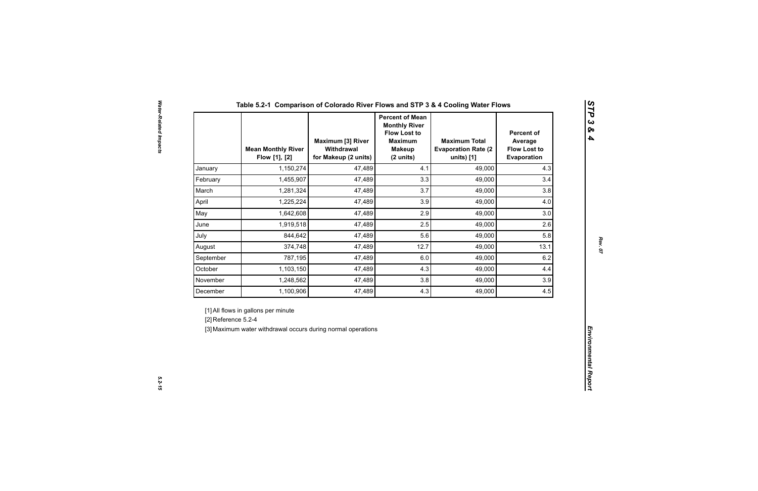## Table 5.2-1 Comparison of Colorado River Flows and STP 3 & 4 Cooling Water Flows

| | Mean Monthly River Flow [1], [2] | Maximum [3] River Withdrawal for Makeup (2 units) | Percent of Mean Monthly River Flow Lost to Maximum Makeup (2 units) | Maximum Total Evaporation Rate (2 units) [1] | Percent of Average Flow Lost to Evaporation |
|---|---|---|---|---|---|
| January | 1,150,274 | 47,489 | 4.1 | 49,000 | 4.3 |
| February | 1,455,907 | 47,489 | 3.3 | 49,000 | 3.4 |
| March | 1,281,324 | 47,489 | 3.7 | 49,000 | 3.8 |
| April | 1,225,224 | 47,489 | 3.9 | 49,000 | 4.0 |
| May | 1,642,608 | 47,489 | 2.9 | 49,000 | 3.0 |
| June | 1,919,518 | 47,489 | 2.5 | 49,000 | 2.6 |
| July | 844,642 | 47,489 | 5.6 | 49,000 | 5.8 |
| August | 374,748 | 47,489 | 12.7 | 49,000 | 13.1 |
| September | 787,195 | 47,489 | 6.0 | 49,000 | 6.2 |
| October | 1,103,150 | 47,489 | 4.3 | 49,000 | 4.4 |
| November | 1,248,562 | 47,489 | 3.8 | 49,000 | 3.9 |
| December | 1,100,906 | 47,489 | 4.3 | 49,000 | 4.5 |

[1] All flows in gallons per minute

[2] Reference 5.2-4

[3] Maximum water withdrawal occurs during normal operations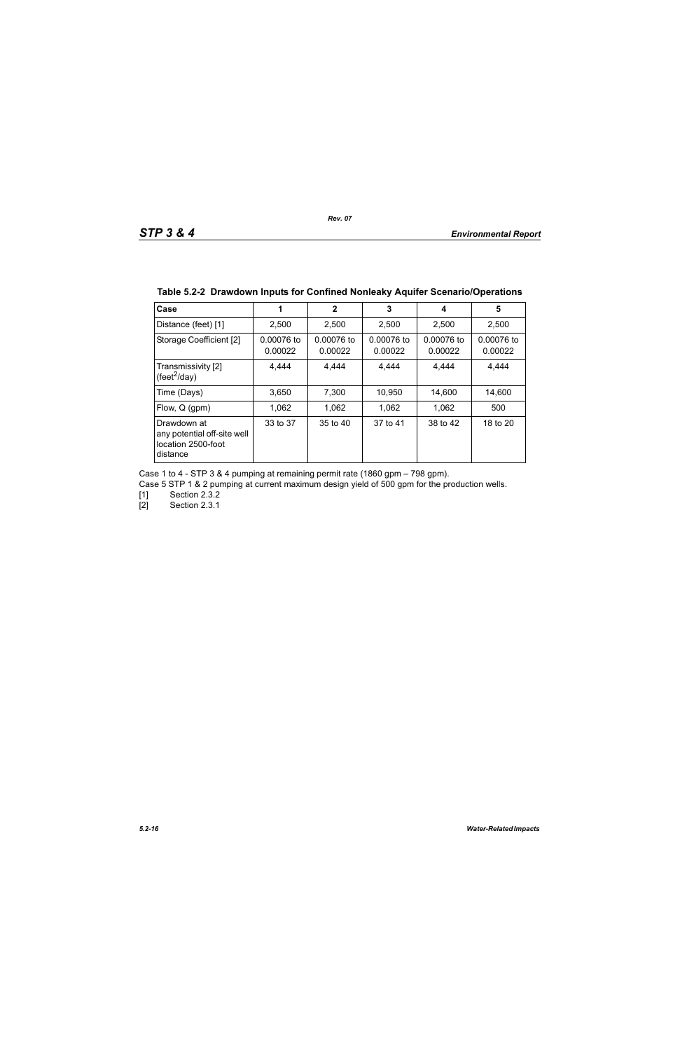**Table 5.2-2 Drawdown Inputs for Confined Nonleaky Aquifer Scenario/Operations**

| Case | 1 | 2 | 3 | 4 | 5 |
|---|---|---|---|---|---|
| Distance (feet) [1] | 2,500 | 2,500 | 2,500 | 2,500 | 2,500 |
| Storage Coefficient [2] | 0.00076 to 0.00022 | 0.00076 to 0.00022 | 0.00076 to 0.00022 | 0.00076 to 0.00022 | 0.00076 to 0.00022 |
| Transmissivity [2] (feet$^2$/day) | 4,444 | 4,444 | 4,444 | 4,444 | 4,444 |
| Time (Days) | 3,650 | 7,300 | 10,950 | 14,600 | 14,600 |
| Flow, Q (gpm) | 1,062 | 1,062 | 1,062 | 1,062 | 500 |
| Drawdown at any potential off-site well location 2500-foot distance | 33 to 37 | 35 to 40 | 37 to 41 | 38 to 42 | 18 to 20 |

Case 1 to 4 - STP 3 & 4 pumping at remaining permit rate (1860 gpm – 798 gpm).

Case 5 STP 1 & 2 pumping at current maximum design yield of 500 gpm for the production wells.

[1] Section 2.3.2

[2] Section 2.3.1